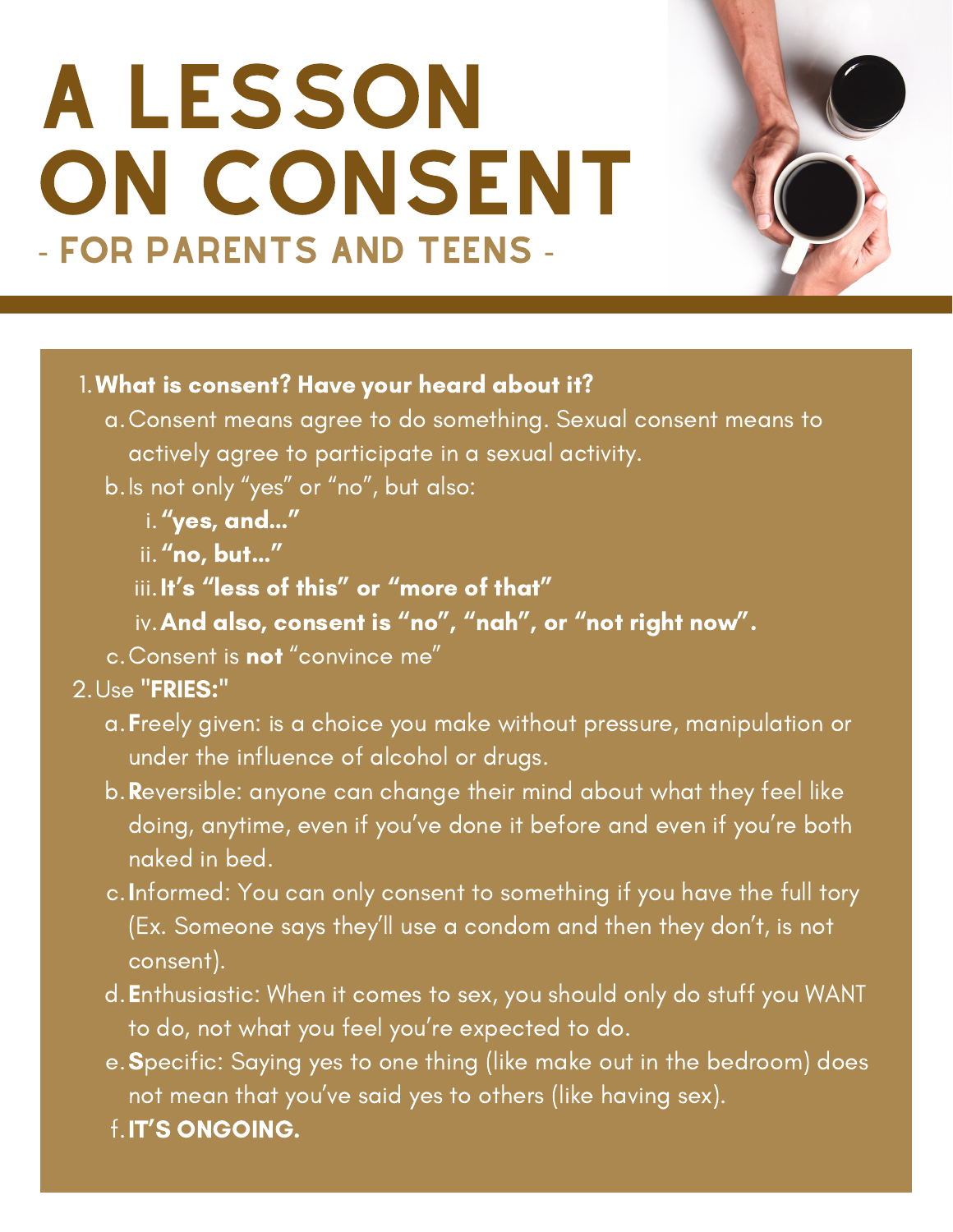# A LESSON ON CONSENT

## - FOR PARENTS AND TEENS -

1. **What is consent? Have your heard about it?**
   a. Consent means agree to do something. Sexual consent means to actively agree to participate in a sexual activity.
   b. Is not only "yes" or "no", but also:
      i. **"yes, and..."**
      ii. **"no, but..."**
      iii. **It's "less of this" or "more of that"**
      iv. **And also, consent is "no", "nah", or "not right now".**
   c. Consent is **not** "convince me"
2. Use **"FRIES:"**
   a. **F**reely given: is a choice you make without pressure, manipulation or under the influence of alcohol or drugs.
   b. **R**eversible: anyone can change their mind about what they feel like doing, anytime, even if you've done it before and even if you're both naked in bed.
   c. **I**nformed: You can only consent to something if you have the full tory (Ex. Someone says they'll use a condom and then they don't, is not consent).
   d. **E**nthusiastic: When it comes to sex, you should only do stuff you WANT to do, not what you feel you're expected to do.
   e. **S**pecific: Saying yes to one thing (like make out in the bedroom) does not mean that you've said yes to others (like having sex).
   f. **IT'S ONGOING.**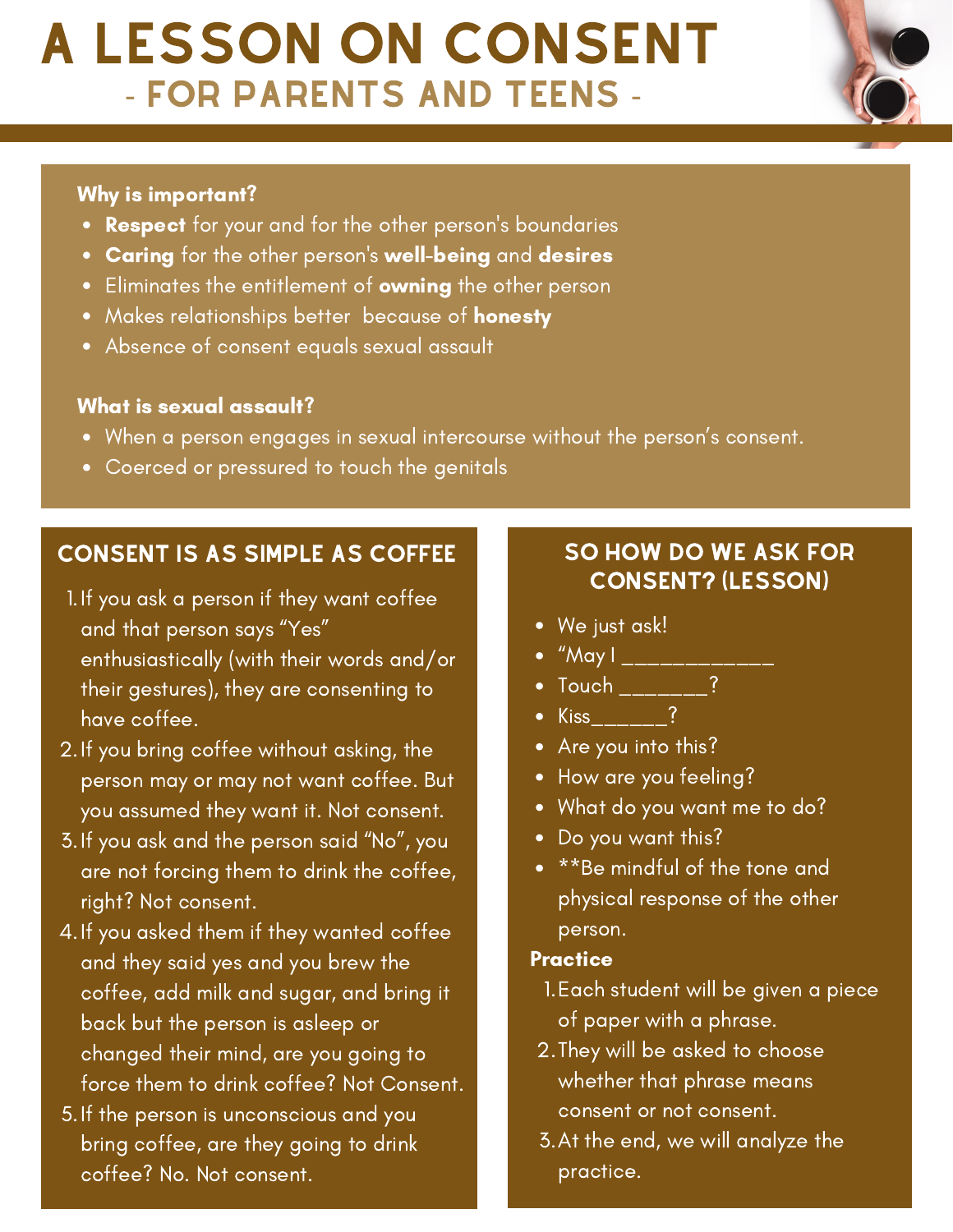# A LESSON ON CONSENT

## - FOR PARENTS AND TEENS -

**Why is important?**

- **Respect** for your and for the other person's boundaries
- **Caring** for the other person's **well-being** and **desires**
- Eliminates the entitlement of **owning** the other person
- Makes relationships better because of **honesty**
- Absence of consent equals sexual assault

**What is sexual assault?**

- When a person engages in sexual intercourse without the person's consent.
- Coerced or pressured to touch the genitals

## CONSENT IS AS SIMPLE AS COFFEE

1. If you ask a person if they want coffee and that person says "Yes" enthusiastically (with their words and/or their gestures), they are consenting to have coffee.
2. If you bring coffee without asking, the person may or may not want coffee. But you assumed they want it. Not consent.
3. If you ask and the person said "No", you are not forcing them to drink the coffee, right? Not consent.
4. If you asked them if they wanted coffee and they said yes and you brew the coffee, add milk and sugar, and bring it back but the person is asleep or changed their mind, are you going to force them to drink coffee? Not Consent.
5. If the person is unconscious and you bring coffee, are they going to drink coffee? No. Not consent.

## SO HOW DO WE ASK FOR CONSENT? (LESSON)

- We just ask!
- "May I ____________
- Touch _______?
- Kiss______?
- Are you into this?
- How are you feeling?
- What do you want me to do?
- Do you want this?
- **Be mindful of the tone and physical response of the other person.

**Practice**

1. Each student will be given a piece of paper with a phrase.
2. They will be asked to choose whether that phrase means consent or not consent.
3. At the end, we will analyze the practice.